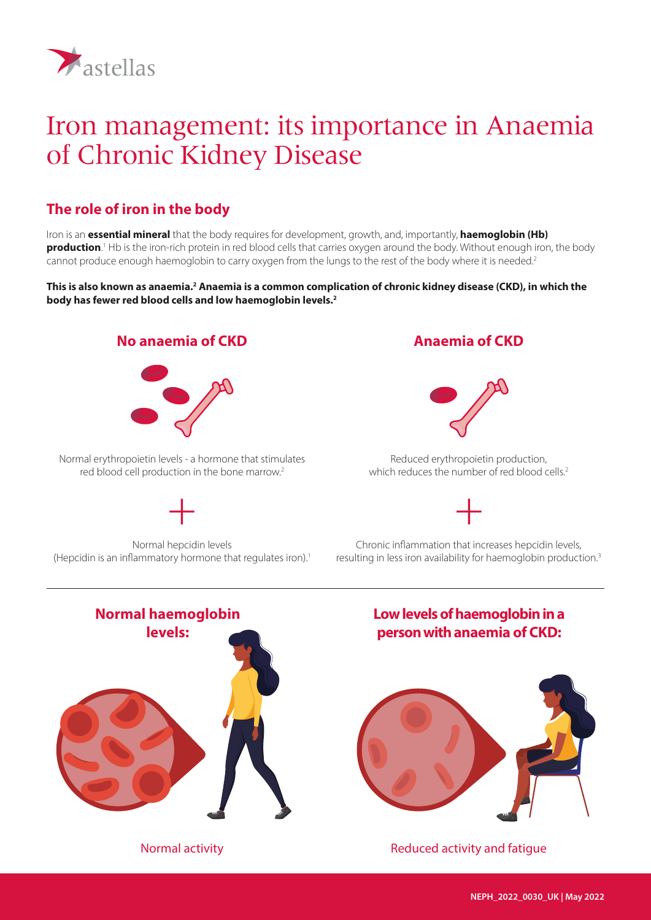astellas

# Iron management: its importance in Anaemia of Chronic Kidney Disease

## The role of iron in the body

Iron is an **essential mineral** that the body requires for development, growth, and, importantly, **haemoglobin (Hb) production**.[1] Hb is the iron-rich protein in red blood cells that carries oxygen around the body. Without enough iron, the body cannot produce enough haemoglobin to carry oxygen from the lungs to the rest of the body where it is needed.[2]

**This is also known as anaemia.[2] Anaemia is a common complication of chronic kidney disease (CKD), in which the body has fewer red blood cells and low haemoglobin levels.[2]**

### No anaemia of CKD

Normal erythropoietin levels - a hormone that stimulates red blood cell production in the bone marrow.[2]

+

Normal hepcidin levels (Hepcidin is an inflammatory hormone that regulates iron).[1]

### Anaemia of CKD

Reduced erythropoietin production, which reduces the number of red blood cells.[2]

+

Chronic inflammation that increases hepcidin levels, resulting in less iron availability for haemoglobin production.[3]

### Normal haemoglobin levels:

Normal activity

### Low levels of haemoglobin in a person with anaemia of CKD:

Reduced activity and fatigue

NEPH_2022_0030_UK | May 2022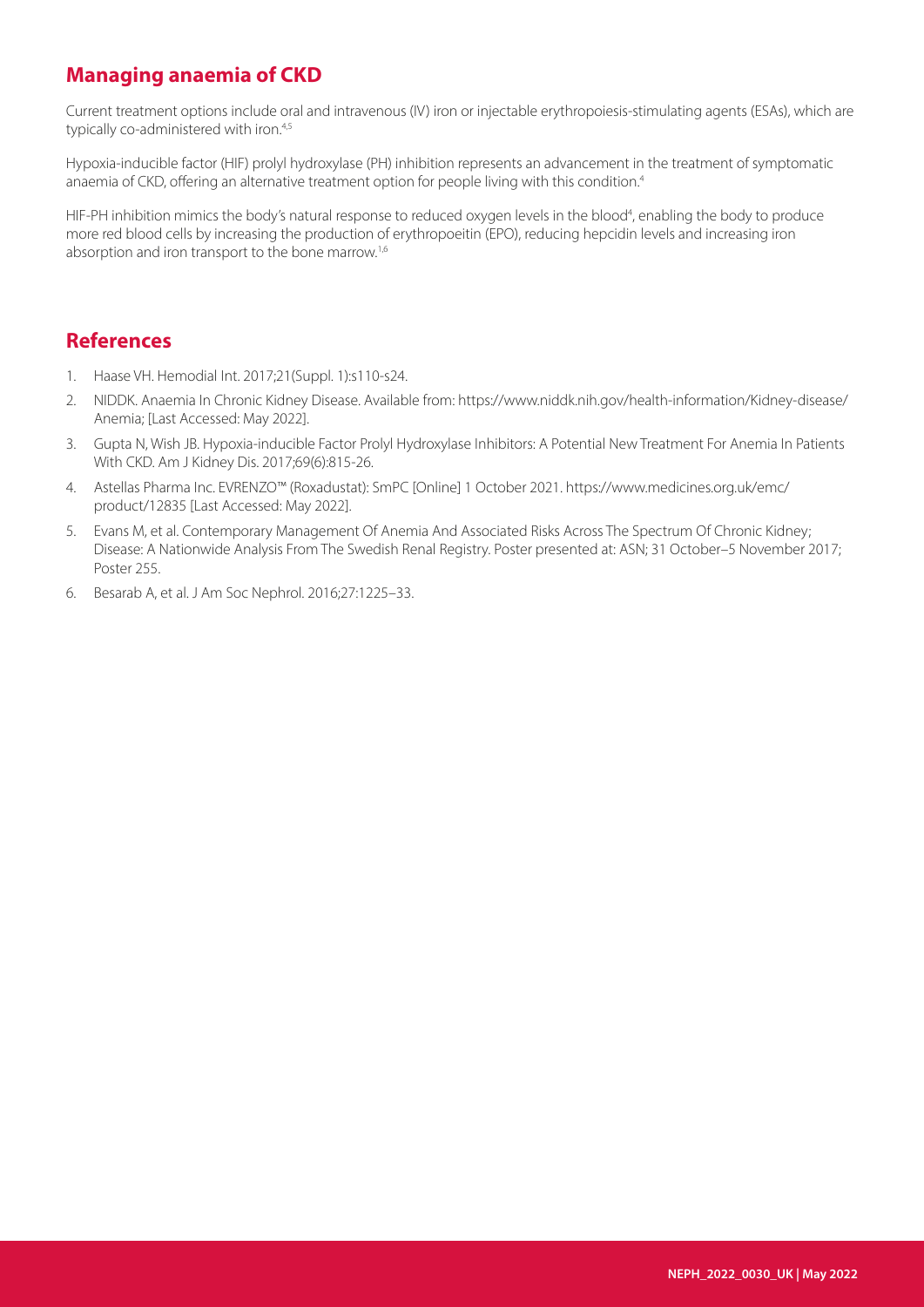## Managing anaemia of CKD

Current treatment options include oral and intravenous (IV) iron or injectable erythropoiesis-stimulating agents (ESAs), which are typically co-administered with iron.[4,5]

Hypoxia-inducible factor (HIF) prolyl hydroxylase (PH) inhibition represents an advancement in the treatment of symptomatic anaemia of CKD, offering an alternative treatment option for people living with this condition.[4]

HIF-PH inhibition mimics the body's natural response to reduced oxygen levels in the blood[4], enabling the body to produce more red blood cells by increasing the production of erythropoeitin (EPO), reducing hepcidin levels and increasing iron absorption and iron transport to the bone marrow.[1,6]

## References

1. Haase VH. Hemodial Int. 2017;21(Suppl. 1):s110-s24.
2. NIDDK. Anaemia In Chronic Kidney Disease. Available from: https://www.niddk.nih.gov/health-information/Kidney-disease/Anemia; [Last Accessed: May 2022].
3. Gupta N, Wish JB. Hypoxia-inducible Factor Prolyl Hydroxylase Inhibitors: A Potential New Treatment For Anemia In Patients With CKD. Am J Kidney Dis. 2017;69(6):815-26.
4. Astellas Pharma Inc. EVRENZO™ (Roxadustat): SmPC [Online] 1 October 2021. https://www.medicines.org.uk/emc/product/12835 [Last Accessed: May 2022].
5. Evans M, et al. Contemporary Management Of Anemia And Associated Risks Across The Spectrum Of Chronic Kidney; Disease: A Nationwide Analysis From The Swedish Renal Registry. Poster presented at: ASN; 31 October–5 November 2017; Poster 255.
6. Besarab A, et al. J Am Soc Nephrol. 2016;27:1225–33.

NEPH_2022_0030_UK | May 2022